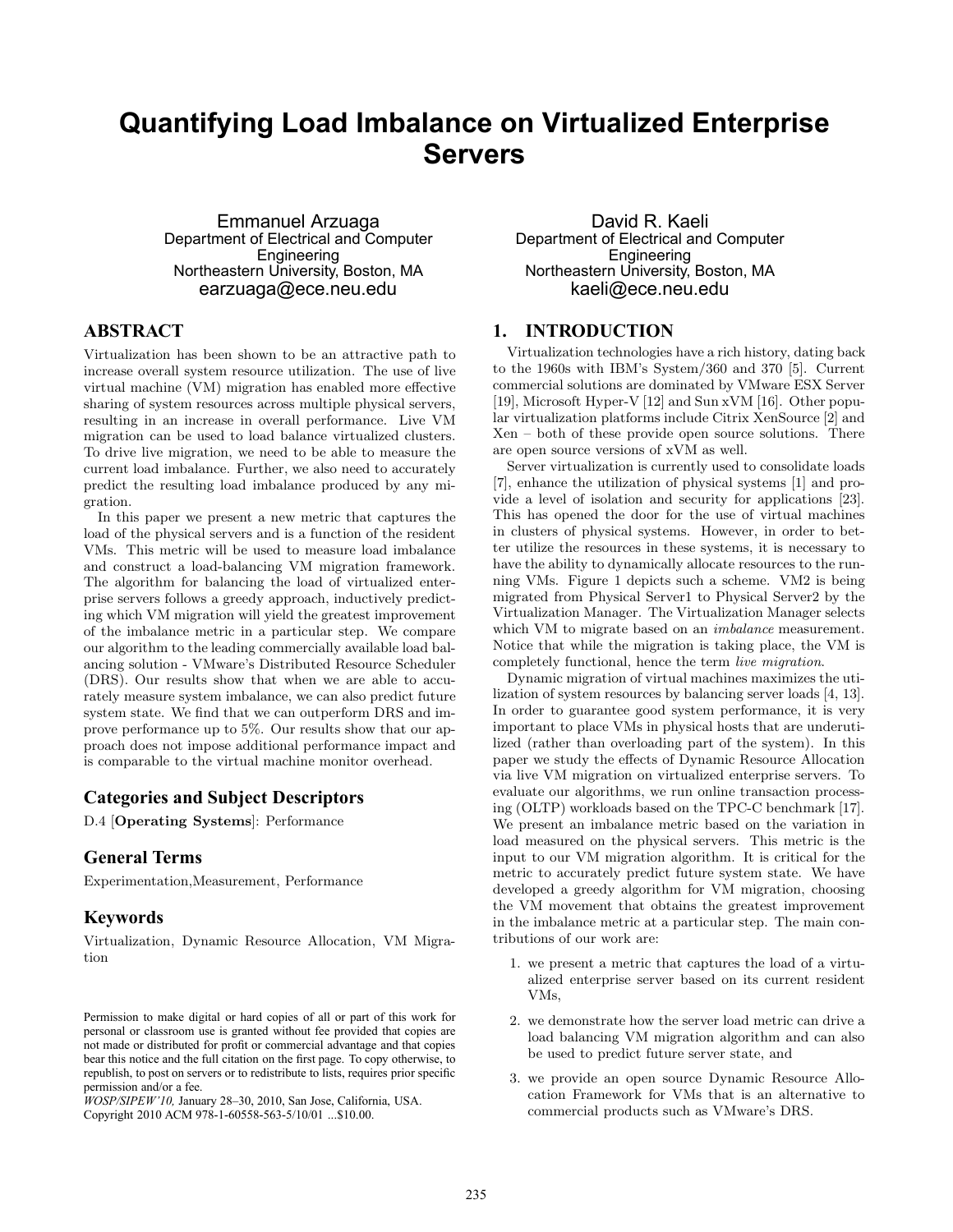# Quantifying Load Imbalance on Virtualized Enterprise Servers

Emmanuel Arzuaga
Department of Electrical and Computer Engineering
Northeastern University, Boston, MA
earzuaga@ece.neu.edu

David R. Kaeli
Department of Electrical and Computer Engineering
Northeastern University, Boston, MA
kaeli@ece.neu.edu

## ABSTRACT

Virtualization has been shown to be an attractive path to increase overall system resource utilization. The use of live virtual machine (VM) migration has enabled more effective sharing of system resources across multiple physical servers, resulting in an increase in overall performance. Live VM migration can be used to load balance virtualized clusters. To drive live migration, we need to be able to measure the current load imbalance. Further, we also need to accurately predict the resulting load imbalance produced by any migration.

In this paper we present a new metric that captures the load of the physical servers and is a function of the resident VMs. This metric will be used to measure load imbalance and construct a load-balancing VM migration framework. The algorithm for balancing the load of virtualized enterprise servers follows a greedy approach, inductively predicting which VM migration will yield the greatest improvement of the imbalance metric in a particular step. We compare our algorithm to the leading commercially available load balancing solution - VMware's Distributed Resource Scheduler (DRS). Our results show that when we are able to accurately measure system imbalance, we can also predict future system state. We find that we can outperform DRS and improve performance up to 5%. Our results show that our approach does not impose additional performance impact and is comparable to the virtual machine monitor overhead.

### Categories and Subject Descriptors

D.4 [**Operating Systems**]: Performance

### General Terms

Experimentation,Measurement, Performance

### Keywords

Virtualization, Dynamic Resource Allocation, VM Migration

Permission to make digital or hard copies of all or part of this work for personal or classroom use is granted without fee provided that copies are not made or distributed for profit or commercial advantage and that copies bear this notice and the full citation on the first page. To copy otherwise, to republish, to post on servers or to redistribute to lists, requires prior specific permission and/or a fee.
*WOSP/SIPEW'10,* January 28–30, 2010, San Jose, California, USA.
Copyright 2010 ACM 978-1-60558-563-5/10/01 ...$10.00.

## 1. INTRODUCTION

Virtualization technologies have a rich history, dating back to the 1960s with IBM's System/360 and 370 [5]. Current commercial solutions are dominated by VMware ESX Server [19], Microsoft Hyper-V [12] and Sun xVM [16]. Other popular virtualization platforms include Citrix XenSource [2] and Xen – both of these provide open source solutions. There are open source versions of xVM as well.

Server virtualization is currently used to consolidate loads [7], enhance the utilization of physical systems [1] and provide a level of isolation and security for applications [23]. This has opened the door for the use of virtual machines in clusters of physical systems. However, in order to better utilize the resources in these systems, it is necessary to have the ability to dynamically allocate resources to the running VMs. Figure 1 depicts such a scheme. VM2 is being migrated from Physical Server1 to Physical Server2 by the Virtualization Manager. The Virtualization Manager selects which VM to migrate based on an *imbalance* measurement. Notice that while the migration is taking place, the VM is completely functional, hence the term *live migration*.

Dynamic migration of virtual machines maximizes the utilization of system resources by balancing server loads [4, 13]. In order to guarantee good system performance, it is very important to place VMs in physical hosts that are underutilized (rather than overloading part of the system). In this paper we study the effects of Dynamic Resource Allocation via live VM migration on virtualized enterprise servers. To evaluate our algorithms, we run online transaction processing (OLTP) workloads based on the TPC-C benchmark [17]. We present an imbalance metric based on the variation in load measured on the physical servers. This metric is the input to our VM migration algorithm. It is critical for the metric to accurately predict future system state. We have developed a greedy algorithm for VM migration, choosing the VM movement that obtains the greatest improvement in the imbalance metric at a particular step. The main contributions of our work are:

1. we present a metric that captures the load of a virtualized enterprise server based on its current resident VMs,
2. we demonstrate how the server load metric can drive a load balancing VM migration algorithm and can also be used to predict future server state, and
3. we provide an open source Dynamic Resource Allocation Framework for VMs that is an alternative to commercial products such as VMware's DRS.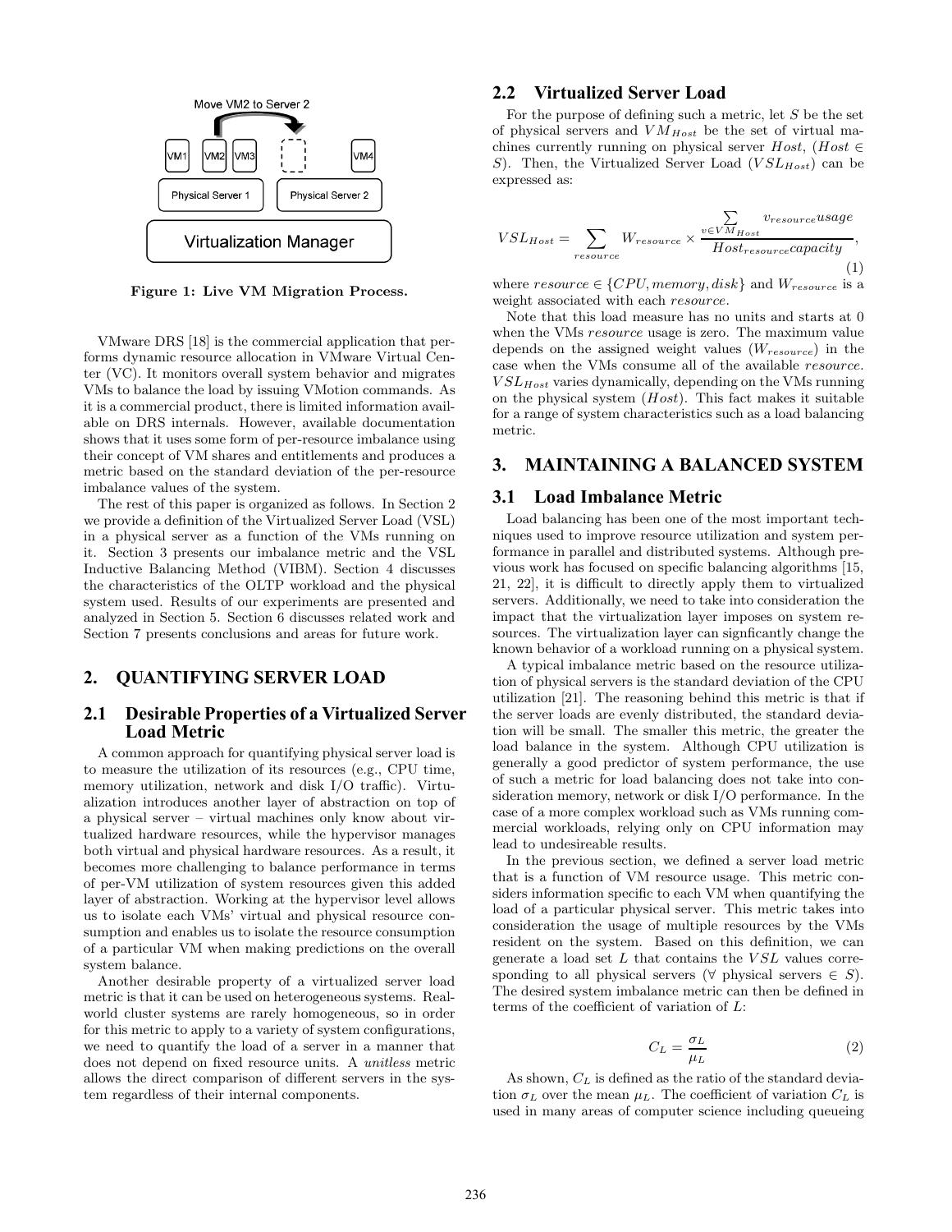Move VM2 to Server 2

VM1 VM2 VM3 VM4

Physical Server 1 Physical Server 2

Virtualization Manager

**Figure 1: Live VM Migration Process.**

VMware DRS [18] is the commercial application that performs dynamic resource allocation in VMware Virtual Center (VC). It monitors overall system behavior and migrates VMs to balance the load by issuing VMotion commands. As it is a commercial product, there is limited information available on DRS internals. However, available documentation shows that it uses some form of per-resource imbalance using their concept of VM shares and entitlements and produces a metric based on the standard deviation of the per-resource imbalance values of the system.

The rest of this paper is organized as follows. In Section 2 we provide a definition of the Virtualized Server Load (VSL) in a physical server as a function of the VMs running on it. Section 3 presents our imbalance metric and the VSL Inductive Balancing Method (VIBM). Section 4 discusses the characteristics of the OLTP workload and the physical system used. Results of our experiments are presented and analyzed in Section 5. Section 6 discusses related work and Section 7 presents conclusions and areas for future work.

## 2. QUANTIFYING SERVER LOAD

### 2.1 Desirable Properties of a Virtualized Server Load Metric

A common approach for quantifying physical server load is to measure the utilization of its resources (e.g., CPU time, memory utilization, network and disk I/O traffic). Virtualization introduces another layer of abstraction on top of a physical server – virtual machines only know about virtualized hardware resources, while the hypervisor manages both virtual and physical hardware resources. As a result, it becomes more challenging to balance performance in terms of per-VM utilization of system resources given this added layer of abstraction. Working at the hypervisor level allows us to isolate each VMs' virtual and physical resource consumption and enables us to isolate the resource consumption of a particular VM when making predictions on the overall system balance.

Another desirable property of a virtualized server load metric is that it can be used on heterogeneous systems. Real-world cluster systems are rarely homogeneous, so in order for this metric to apply to a variety of system configurations, we need to quantify the load of a server in a manner that does not depend on fixed resource units. A *unitless* metric allows the direct comparison of different servers in the system regardless of their internal components.

### 2.2 Virtualized Server Load

For the purpose of defining such a metric, let $S$ be the set of physical servers and $VM_{Host}$ be the set of virtual machines currently running on physical server $Host$, ($Host \in S$). Then, the Virtualized Server Load ($VSL_{Host}$) can be expressed as:

$$VSL_{Host} = \sum_{resource} W_{resource} \times \frac{\sum_{v \in VM_{Host}} v_{resource}usage}{Host_{resource}capacity}, \quad (1)$$

where $resource \in \{CPU, memory, disk\}$ and $W_{resource}$ is a weight associated with each $resource$.

Note that this load measure has no units and starts at 0 when the VMs $resource$ usage is zero. The maximum value depends on the assigned weight values ($W_{resource}$) in the case when the VMs consume all of the available $resource$. $VSL_{Host}$ varies dynamically, depending on the VMs running on the physical system ($Host$). This fact makes it suitable for a range of system characteristics such as a load balancing metric.

## 3. MAINTAINING A BALANCED SYSTEM

### 3.1 Load Imbalance Metric

Load balancing has been one of the most important techniques used to improve resource utilization and system performance in parallel and distributed systems. Although previous work has focused on specific balancing algorithms [15, 21, 22], it is difficult to directly apply them to virtualized servers. Additionally, we need to take into consideration the impact that the virtualization layer imposes on system resources. The virtualization layer can signficantly change the known behavior of a workload running on a physical system.

A typical imbalance metric based on the resource utilization of physical servers is the standard deviation of the CPU utilization [21]. The reasoning behind this metric is that if the server loads are evenly distributed, the standard deviation will be small. The smaller this metric, the greater the load balance in the system. Although CPU utilization is generally a good predictor of system performance, the use of such a metric for load balancing does not take into consideration memory, network or disk I/O performance. In the case of a more complex workload such as VMs running commercial workloads, relying only on CPU information may lead to undesireable results.

In the previous section, we defined a server load metric that is a function of VM resource usage. This metric considers information specific to each VM when quantifying the load of a particular physical server. This metric takes into consideration the usage of multiple resources by the VMs resident on the system. Based on this definition, we can generate a load set $L$ that contains the $VSL$ values corresponding to all physical servers ($\forall$ physical servers $\in S$). The desired system imbalance metric can then be defined in terms of the coefficient of variation of $L$:

$$C_L = \frac{\sigma_L}{\mu_L} \quad (2)$$

As shown, $C_L$ is defined as the ratio of the standard deviation $\sigma_L$ over the mean $\mu_L$. The coefficient of variation $C_L$ is used in many areas of computer science including queueing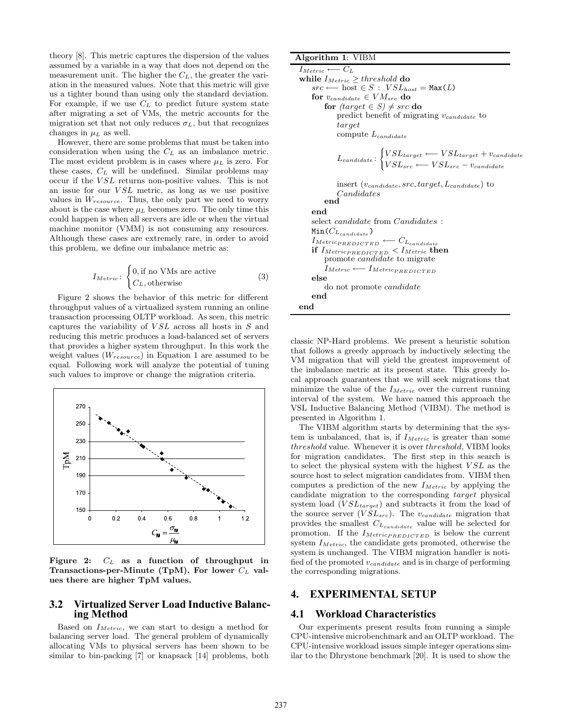theory [8]. This metric captures the dispersion of the values assumed by a variable in a way that does not depend on the measurement unit. The higher the $C_L$, the greater the variation in the measured values. Note that this metric will give us a tighter bound than using only the standard deviation. For example, if we use $C_L$ to predict future system state after migrating a set of VMs, the metric accounts for the migration set that not only reduces $\sigma_L$, but that recognizes changes in $\mu_L$ as well.

However, there are some problems that must be taken into consideration when using the $C_L$ as an imbalance metric. The most evident problem is in cases where $\mu_L$ is zero. For these cases, $C_L$ will be undefined. Similar problems may occur if the $VSL$ returns non-positive values. This is not an issue for our $VSL$ metric, as long as we use positive values in $W_{resource}$. Thus, the only part we need to worry about is the case where $\mu_L$ becomes zero. The only time this could happen is when all servers are idle or when the virtual machine monitor (VMM) is not consuming any resources. Although these cases are extremely rare, in order to avoid this problem, we define our imbalance metric as:

$$I_{Metric}: \begin{cases} 0, \text{if no VMs are active} \\ C_L, \text{otherwise} \end{cases} \quad (3)$$

Figure 2 shows the behavior of this metric for different throughput values of a virtualized system running an online transaction processing OLTP workload. As seen, this metric captures the variability of $VSL$ across all hosts in $S$ and reducing this metric produces a load-balanced set of servers that provides a higher system throughput. In this work the weight values ($W_{resource}$) in Equation 1 are assumed to be equal. Following work will analyze the potential of tuning such values to improve or change the migration criteria.

**Figure 2: $C_L$ as a function of throughput in Transactions-per-Minute (TpM). For lower $C_L$ values there are higher TpM values.**

## 3.2 Virtualized Server Load Inductive Balancing Method

Based on $I_{Metric}$, we can start to design a method for balancing server load. The general problem of dynamically allocating VMs to physical servers has been shown to be similar to bin-packing [7] or knapsack [14] problems, both classic NP-Hard problems. We present a heuristic solution that follows a greedy approach by inductively selecting the VM migration that will yield the greatest improvement of the imbalance metric at its present state. This greedy local approach guarantees that we will seek migrations that minimize the value of the $I_{Metric}$ over the current running interval of the system. We have named this approach the VSL Inductive Balancing Method (VIBM). The method is presented in Algorithm 1.

**Algorithm 1**: VIBM

```
I_Metric ⟵ C_L
while I_Metric ≥ threshold do
    src ⟵ host ∈ S : VSL_host = Max(L)
    for v_candidate ∈ VM_src do
        for (target ∈ S) ≠ src do
            predict benefit of migrating v_candidate to target
            compute L_candidate

            L_candidate: { VSL_target ⟵ VSL_target + v_candidate
                         { VSL_src ⟵ VSL_src − v_candidate

            insert (v_candidate, src, target, L_candidate) to Candidates
        end
    end
    select candidate from Candidates : Min(C_L_candidate)
    I_Metric_PREDICTED ⟵ C_L_candidate
    if I_Metric_PREDICTED < I_Metric then
        promote candidate to migrate
        I_Metric ⟵ I_Metric_PREDICTED
    else
        do not promote candidate
    end
end
```

The VIBM algorithm starts by determining that the system is unbalanced, that is, if $I_{Metric}$ is greater than some *threshold* value. Whenever it is over *threshold*, VIBM looks for migration candidates. The first step in this search is to select the physical system with the highest $VSL$ as the source host to select migration candidates from. VIBM then computes a prediction of the new $I_{Metric}$ by applying the candidate migration to the corresponding *target* physical system load ($VSL_{target}$) and subtracts it from the load of the source server ($VSL_{src}$). The $v_{candidate}$ migration that provides the smallest $C_{L_{candidate}}$ value will be selected for promotion. If the $I_{Metric_{PREDICTED}}$ is below the current system $I_{Metric}$, the candidate gets promoted, otherwise the system is unchanged. The VIBM migration handler is notified of the promoted $v_{candidate}$ and is in charge of performing the corresponding migrations.

# 4. EXPERIMENTAL SETUP

## 4.1 Workload Characteristics

Our experiments present results from running a simple CPU-intensive microbenchmark and an OLTP workload. The CPU-intensive workload issues simple integer operations similar to the Dhrystone benchmark [20]. It is used to show the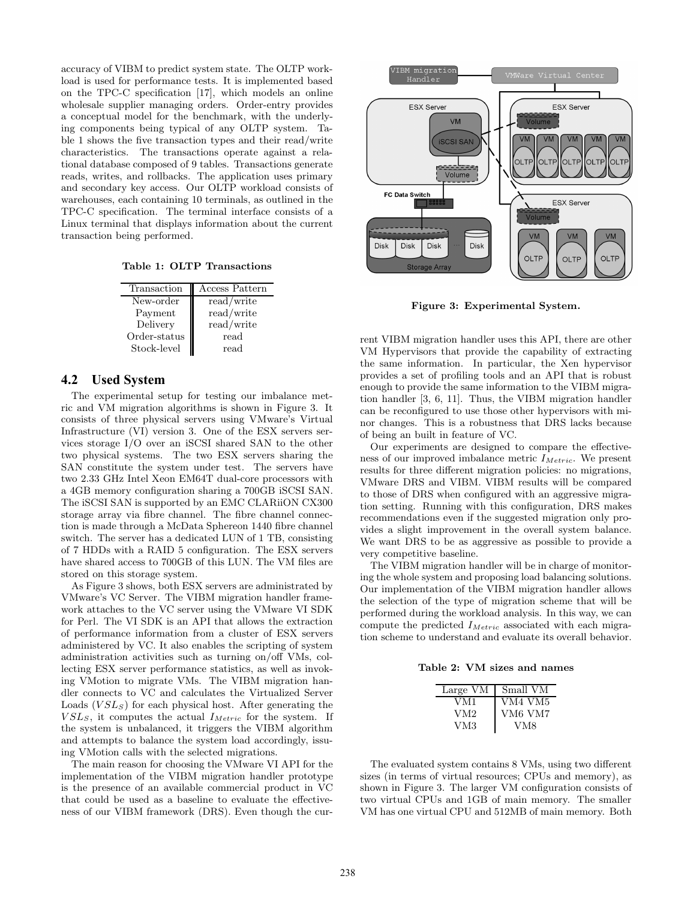accuracy of VIBM to predict system state. The OLTP workload is used for performance tests. It is implemented based on the TPC-C specification [17], which models an online wholesale supplier managing orders. Order-entry provides a conceptual model for the benchmark, with the underlying components being typical of any OLTP system. Table 1 shows the five transaction types and their read/write characteristics. The transactions operate against a relational database composed of 9 tables. Transactions generate reads, writes, and rollbacks. The application uses primary and secondary key access. Our OLTP workload consists of warehouses, each containing 10 terminals, as outlined in the TPC-C specification. The terminal interface consists of a Linux terminal that displays information about the current transaction being performed.

**Table 1: OLTP Transactions**

| Transaction | Access Pattern |
|---|---|
| New-order | read/write |
| Payment | read/write |
| Delivery | read/write |
| Order-status | read |
| Stock-level | read |

## 4.2 Used System

The experimental setup for testing our imbalance metric and VM migration algorithms is shown in Figure 3. It consists of three physical servers using VMware's Virtual Infrastructure (VI) version 3. One of the ESX servers services storage I/O over an iSCSI shared SAN to the other two physical systems. The two ESX servers sharing the SAN constitute the system under test. The servers have two 2.33 GHz Intel Xeon EM64T dual-core processors with a 4GB memory configuration sharing a 700GB iSCSI SAN. The iSCSI SAN is supported by an EMC CLARiiON CX300 storage array via fibre channel. The fibre channel connection is made through a McData Sphereon 1440 fibre channel switch. The server has a dedicated LUN of 1 TB, consisting of 7 HDDs with a RAID 5 configuration. The ESX servers have shared access to 700GB of this LUN. The VM files are stored on this storage system.

As Figure 3 shows, both ESX servers are administrated by VMware's VC Server. The VIBM migration handler framework attaches to the VC server using the VMware VI SDK for Perl. The VI SDK is an API that allows the extraction of performance information from a cluster of ESX servers administered by VC. It also enables the scripting of system administration activities such as turning on/off VMs, collecting ESX server performance statistics, as well as invoking VMotion to migrate VMs. The VIBM migration handler connects to VC and calculates the Virtualized Server Loads ($VSL_S$) for each physical host. After generating the $VSL_S$, it computes the actual $I_{Metric}$ for the system. If the system is unbalanced, it triggers the VIBM algorithm and attempts to balance the system load accordingly, issuing VMotion calls with the selected migrations.

The main reason for choosing the VMware VI API for the implementation of the VIBM migration handler prototype is the presence of an available commercial product in VC that could be used as a baseline to evaluate the effectiveness of our VIBM framework (DRS). Even though the current VIBM migration handler uses this API, there are other VM Hypervisors that provide the capability of extracting the same information. In particular, the Xen hypervisor provides a set of profiling tools and an API that is robust enough to provide the same information to the VIBM migration handler [3, 6, 11]. Thus, the VIBM migration handler can be reconfigured to use those other hypervisors with minor changes. This is a robustness that DRS lacks because of being an built in feature of VC.

Figure 3: Experimental System.

Our experiments are designed to compare the effectiveness of our improved imbalance metric $I_{Metric}$. We present results for three different migration policies: no migrations, VMware DRS and VIBM. VIBM results will be compared to those of DRS when configured with an aggressive migration setting. Running with this configuration, DRS makes recommendations even if the suggested migration only provides a slight improvement in the overall system balance. We want DRS to be as aggressive as possible to provide a very competitive baseline.

The VIBM migration handler will be in charge of monitoring the whole system and proposing load balancing solutions. Our implementation of the VIBM migration handler allows the selection of the type of migration scheme that will be performed during the workload analysis. In this way, we can compute the predicted $I_{Metric}$ associated with each migration scheme to understand and evaluate its overall behavior.

**Table 2: VM sizes and names**

| Large VM | Small VM |
|---|---|
| VM1 | VM4 VM5 |
| VM2 | VM6 VM7 |
| VM3 | VM8 |

The evaluated system contains 8 VMs, using two different sizes (in terms of virtual resources; CPUs and memory), as shown in Figure 3. The larger VM configuration consists of two virtual CPUs and 1GB of main memory. The smaller VM has one virtual CPU and 512MB of main memory. Both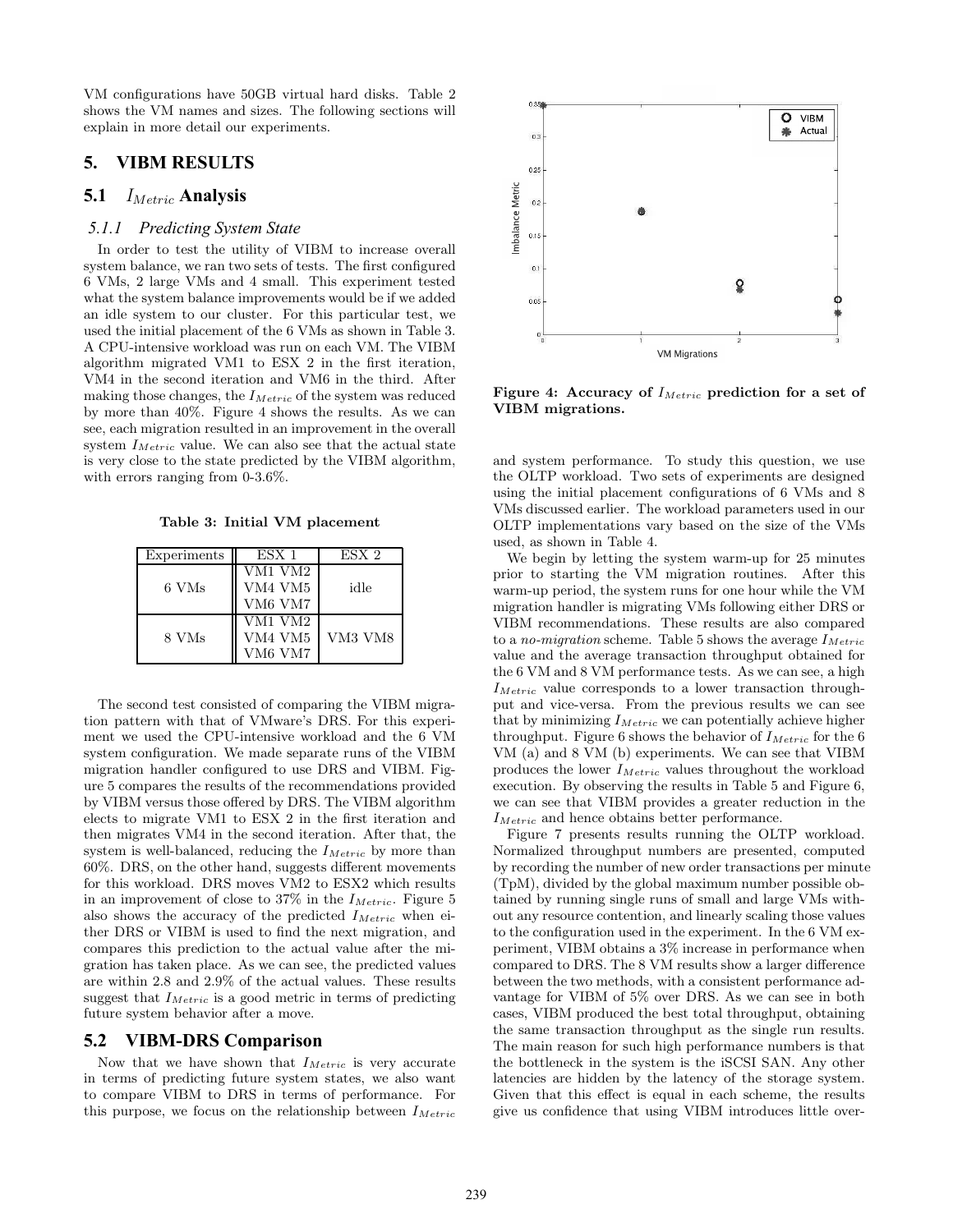VM configurations have 50GB virtual hard disks. Table 2 shows the VM names and sizes. The following sections will explain in more detail our experiments.

## 5. VIBM RESULTS

### 5.1 $I_{Metric}$ Analysis

#### 5.1.1 Predicting System State

In order to test the utility of VIBM to increase overall system balance, we ran two sets of tests. The first configured 6 VMs, 2 large VMs and 4 small. This experiment tested what the system balance improvements would be if we added an idle system to our cluster. For this particular test, we used the initial placement of the 6 VMs as shown in Table 3. A CPU-intensive workload was run on each VM. The VIBM algorithm migrated VM1 to ESX 2 in the first iteration, VM4 in the second iteration and VM6 in the third. After making those changes, the $I_{Metric}$ of the system was reduced by more than 40%. Figure 4 shows the results. As we can see, each migration resulted in an improvement in the overall system $I_{Metric}$ value. We can also see that the actual state is very close to the state predicted by the VIBM algorithm, with errors ranging from 0-3.6%.

**Table 3: Initial VM placement**

| Experiments | ESX 1 | ESX 2 |
|---|---|---|
| 6 VMs | VM1 VM2<br>VM4 VM5<br>VM6 VM7 | idle |
| 8 VMs | VM1 VM2<br>VM4 VM5<br>VM6 VM7 | VM3 VM8 |

The second test consisted of comparing the VIBM migration pattern with that of VMware's DRS. For this experiment we used the CPU-intensive workload and the 6 VM system configuration. We made separate runs of the VIBM migration handler configured to use DRS and VIBM. Figure 5 compares the results of the recommendations provided by VIBM versus those offered by DRS. The VIBM algorithm elects to migrate VM1 to ESX 2 in the first iteration and then migrates VM4 in the second iteration. After that, the system is well-balanced, reducing the $I_{Metric}$ by more than 60%. DRS, on the other hand, suggests different movements for this workload. DRS moves VM2 to ESX2 which results in an improvement of close to 37% in the $I_{Metric}$. Figure 5 also shows the accuracy of the predicted $I_{Metric}$ when either DRS or VIBM is used to find the next migration, and compares this prediction to the actual value after the migration has taken place. As we can see, the predicted values are within 2.8 and 2.9% of the actual values. These results suggest that $I_{Metric}$ is a good metric in terms of predicting future system behavior after a move.

**Figure 4: Accuracy of $I_{Metric}$ prediction for a set of VIBM migrations.**

### 5.2 VIBM-DRS Comparison

Now that we have shown that $I_{Metric}$ is very accurate in terms of predicting future system states, we also want to compare VIBM to DRS in terms of performance. For this purpose, we focus on the relationship between $I_{Metric}$ and system performance. To study this question, we use the OLTP workload. Two sets of experiments are designed using the initial placement configurations of 6 VMs and 8 VMs discussed earlier. The workload parameters used in our OLTP implementations vary based on the size of the VMs used, as shown in Table 4.

We begin by letting the system warm-up for 25 minutes prior to starting the VM migration routines. After this warm-up period, the system runs for one hour while the VM migration handler is migrating VMs following either DRS or VIBM recommendations. These results are also compared to a *no-migration* scheme. Table 5 shows the average $I_{Metric}$ value and the average transaction throughput obtained for the 6 VM and 8 VM performance tests. As we can see, a high $I_{Metric}$ value corresponds to a lower transaction throughput and vice-versa. From the previous results we can see that by minimizing $I_{Metric}$ we can potentially achieve higher throughput. Figure 6 shows the behavior of $I_{Metric}$ for the 6 VM (a) and 8 VM (b) experiments. We can see that VIBM produces the lower $I_{Metric}$ values throughout the workload execution. By observing the results in Table 5 and Figure 6, we can see that VIBM provides a greater reduction in the $I_{Metric}$ and hence obtains better performance.

Figure 7 presents results running the OLTP workload. Normalized throughput numbers are presented, computed by recording the number of new order transactions per minute (TpM), divided by the global maximum number possible obtained by running single runs of small and large VMs without any resource contention, and linearly scaling those values to the configuration used in the experiment. In the 6 VM experiment, VIBM obtains a 3% increase in performance when compared to DRS. The 8 VM results show a larger difference between the two methods, with a consistent performance advantage for VIBM of 5% over DRS. As we can see in both cases, VIBM produced the best total throughput, obtaining the same transaction throughput as the single run results. The main reason for such high performance numbers is that the bottleneck in the system is the iSCSI SAN. Any other latencies are hidden by the latency of the storage system. Given that this effect is equal in each scheme, the results give us confidence that using VIBM introduces little over-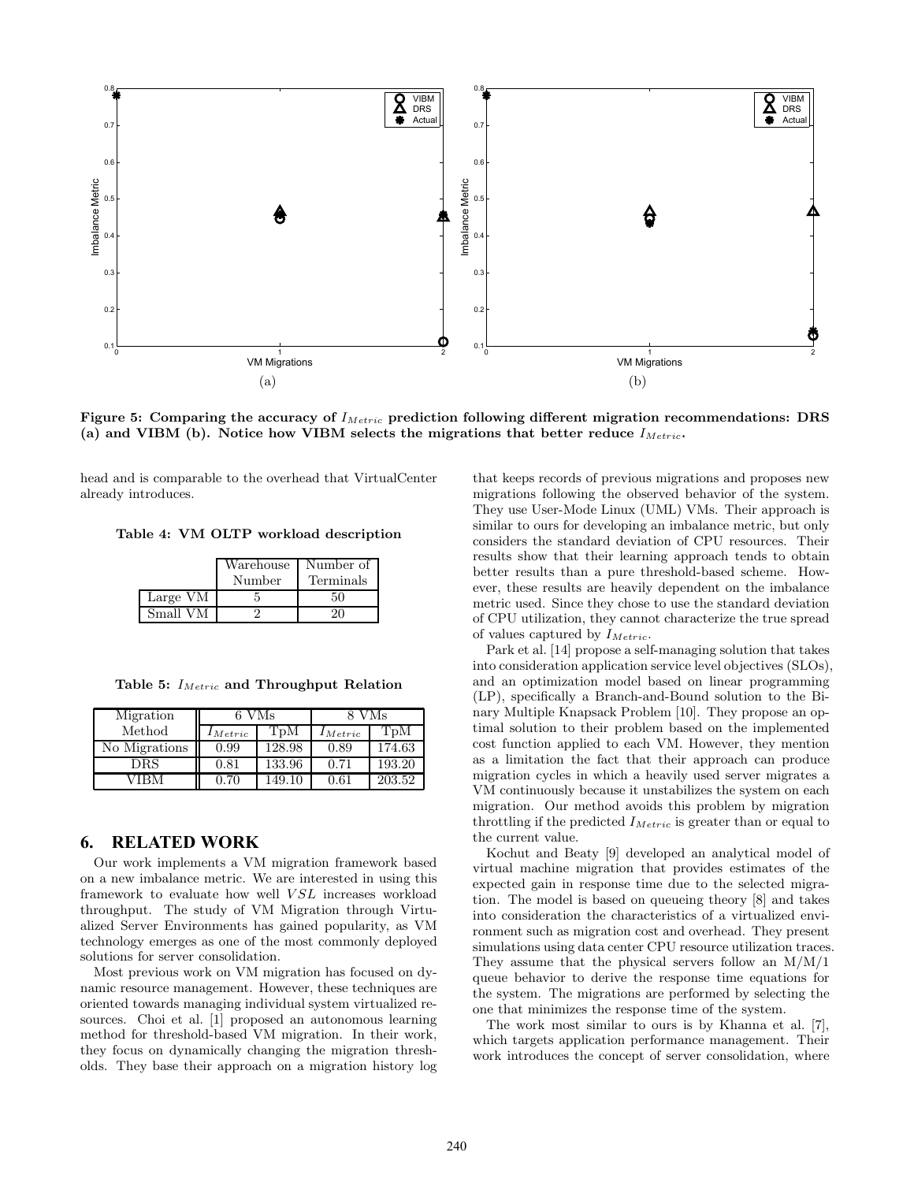Figure 5: Comparing the accuracy of $I_{Metric}$ prediction following different migration recommendations: DRS (a) and VIBM (b). Notice how VIBM selects the migrations that better reduce $I_{Metric}$.

head and is comparable to the overhead that VirtualCenter already introduces.

**Table 4: VM OLTP workload description**

| | Warehouse Number | Number of Terminals |
|---|---|---|
| Large VM | 5 | 50 |
| Small VM | 2 | 20 |

**Table 5: $I_{Metric}$ and Throughput Relation**

| Migration Method | 6 VMs | | 8 VMs | |
|---|---|---|---|---|
| | $I_{Metric}$ | TpM | $I_{Metric}$ | TpM |
| No Migrations | 0.99 | 128.98 | 0.89 | 174.63 |
| DRS | 0.81 | 133.96 | 0.71 | 193.20 |
| VIBM | 0.70 | 149.10 | 0.61 | 203.52 |

## 6. RELATED WORK

Our work implements a VM migration framework based on a new imbalance metric. We are interested in using this framework to evaluate how well *VSL* increases workload throughput. The study of VM Migration through Virtualized Server Environments has gained popularity, as VM technology emerges as one of the most commonly deployed solutions for server consolidation.

Most previous work on VM migration has focused on dynamic resource management. However, these techniques are oriented towards managing individual system virtualized resources. Choi et al. [1] proposed an autonomous learning method for threshold-based VM migration. In their work, they focus on dynamically changing the migration thresholds. They base their approach on a migration history log that keeps records of previous migrations and proposes new migrations following the observed behavior of the system. They use User-Mode Linux (UML) VMs. Their approach is similar to ours for developing an imbalance metric, but only considers the standard deviation of CPU resources. Their results show that their learning approach tends to obtain better results than a pure threshold-based scheme. However, these results are heavily dependent on the imbalance metric used. Since they chose to use the standard deviation of CPU utilization, they cannot characterize the true spread of values captured by $I_{Metric}$.

Park et al. [14] propose a self-managing solution that takes into consideration application service level objectives (SLOs), and an optimization model based on linear programming (LP), specifically a Branch-and-Bound solution to the Binary Multiple Knapsack Problem [10]. They propose an optimal solution to their problem based on the implemented cost function applied to each VM. However, they mention as a limitation the fact that their approach can produce migration cycles in which a heavily used server migrates a VM continuously because it unstabilizes the system on each migration. Our method avoids this problem by migration throttling if the predicted $I_{Metric}$ is greater than or equal to the current value.

Kochut and Beaty [9] developed an analytical model of virtual machine migration that provides estimates of the expected gain in response time due to the selected migration. The model is based on queueing theory [8] and takes into consideration the characteristics of a virtualized environment such as migration cost and overhead. They present simulations using data center CPU resource utilization traces. They assume that the physical servers follow an M/M/1 queue behavior to derive the response time equations for the system. The migrations are performed by selecting the one that minimizes the response time of the system.

The work most similar to ours is by Khanna et al. [7], which targets application performance management. Their work introduces the concept of server consolidation, where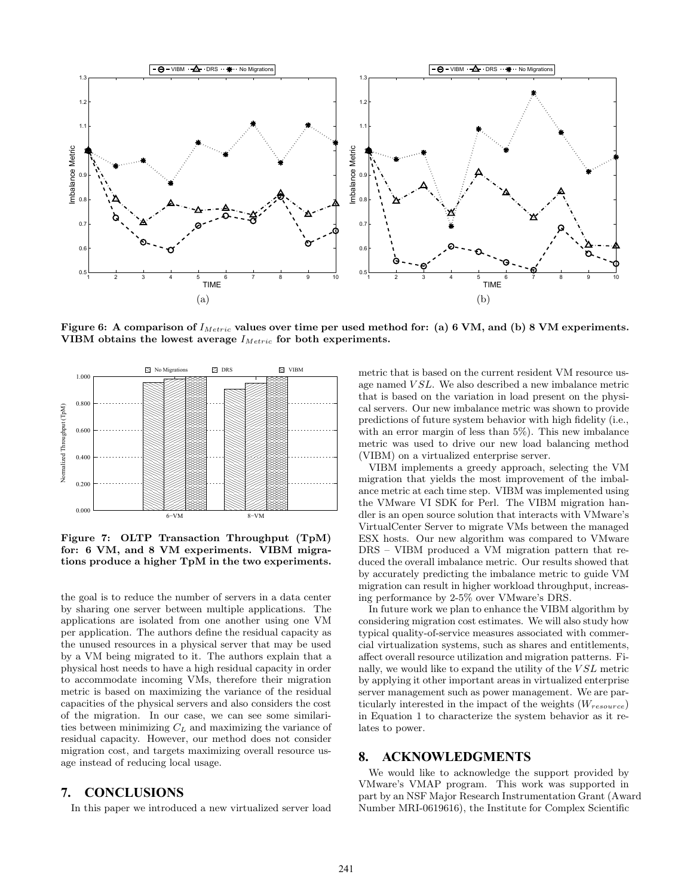Figure 6: A comparison of $I_{Metric}$ values over time per used method for: (a) 6 VM, and (b) 8 VM experiments. VIBM obtains the lowest average $I_{Metric}$ for both experiments.

Figure 7: OLTP Transaction Throughput (TpM) for: 6 VM, and 8 VM experiments. VIBM migrations produce a higher TpM in the two experiments.

the goal is to reduce the number of servers in a data center by sharing one server between multiple applications. The applications are isolated from one another using one VM per application. The authors define the residual capacity as the unused resources in a physical server that may be used by a VM being migrated to it. The authors explain that a physical host needs to have a high residual capacity in order to accommodate incoming VMs, therefore their migration metric is based on maximizing the variance of the residual capacities of the physical servers and also considers the cost of the migration. In our case, we can see some similarities between minimizing $C_L$ and maximizing the variance of residual capacity. However, our method does not consider migration cost, and targets maximizing overall resource usage instead of reducing local usage.

## 7. CONCLUSIONS

In this paper we introduced a new virtualized server load metric that is based on the current resident VM resource usage named $VSL$. We also described a new imbalance metric that is based on the variation in load present on the physical servers. Our new imbalance metric was shown to provide predictions of future system behavior with high fidelity (i.e., with an error margin of less than 5%). This new imbalance metric was used to drive our new load balancing method (VIBM) on a virtualized enterprise server.

VIBM implements a greedy approach, selecting the VM migration that yields the most improvement of the imbalance metric at each time step. VIBM was implemented using the VMware VI SDK for Perl. The VIBM migration handler is an open source solution that interacts with VMware's VirtualCenter Server to migrate VMs between the managed ESX hosts. Our new algorithm was compared to VMware DRS – VIBM produced a VM migration pattern that reduced the overall imbalance metric. Our results showed that by accurately predicting the imbalance metric to guide VM migration can result in higher workload throughput, increasing performance by 2-5% over VMware's DRS.

In future work we plan to enhance the VIBM algorithm by considering migration cost estimates. We will also study how typical quality-of-service measures associated with commercial virtualization systems, such as shares and entitlements, affect overall resource utilization and migration patterns. Finally, we would like to expand the utility of the $VSL$ metric by applying it other important areas in virtualized enterprise server management such as power management. We are particularly interested in the impact of the weights ($W_{resource}$) in Equation 1 to characterize the system behavior as it relates to power.

## 8. ACKNOWLEDGMENTS

We would like to acknowledge the support provided by VMware's VMAP program. This work was supported in part by an NSF Major Research Instrumentation Grant (Award Number MRI-0619616), the Institute for Complex Scientific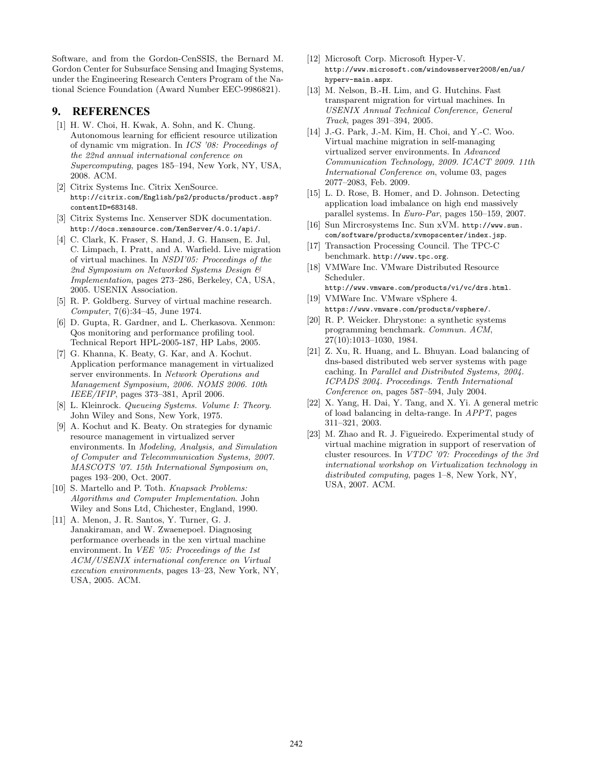Software, and from the Gordon-CenSSIS, the Bernard M. Gordon Center for Subsurface Sensing and Imaging Systems, under the Engineering Research Centers Program of the National Science Foundation (Award Number EEC-9986821).

## 9. REFERENCES

[1] H. W. Choi, H. Kwak, A. Sohn, and K. Chung. Autonomous learning for efficient resource utilization of dynamic vm migration. In *ICS '08: Proceedings of the 22nd annual international conference on Supercomputing*, pages 185–194, New York, NY, USA, 2008. ACM.

[2] Citrix Systems Inc. Citrix XenSource. http://citrix.com/English/ps2/products/product.asp?contentID=683148.

[3] Citrix Systems Inc. Xenserver SDK documentation. http://docs.xensource.com/XenServer/4.0.1/api/.

[4] C. Clark, K. Fraser, S. Hand, J. G. Hansen, E. Jul, C. Limpach, I. Pratt, and A. Warfield. Live migration of virtual machines. In *NSDI'05: Proceedings of the 2nd Symposium on Networked Systems Design & Implementation*, pages 273–286, Berkeley, CA, USA, 2005. USENIX Association.

[5] R. P. Goldberg. Survey of virtual machine research. *Computer*, 7(6):34–45, June 1974.

[6] D. Gupta, R. Gardner, and L. Cherkasova. Xenmon: Qos monitoring and performance profiling tool. Technical Report HPL-2005-187, HP Labs, 2005.

[7] G. Khanna, K. Beaty, G. Kar, and A. Kochut. Application performance management in virtualized server environments. In *Network Operations and Management Symposium, 2006. NOMS 2006. 10th IEEE/IFIP*, pages 373–381, April 2006.

[8] L. Kleinrock. *Queueing Systems. Volume I: Theory*. John Wiley and Sons, New York, 1975.

[9] A. Kochut and K. Beaty. On strategies for dynamic resource management in virtualized server environments. In *Modeling, Analysis, and Simulation of Computer and Telecommunication Systems, 2007. MASCOTS '07. 15th International Symposium on*, pages 193–200, Oct. 2007.

[10] S. Martello and P. Toth. *Knapsack Problems: Algorithms and Computer Implementation*. John Wiley and Sons Ltd, Chichester, England, 1990.

[11] A. Menon, J. R. Santos, Y. Turner, G. J. Janakiraman, and W. Zwaenepoel. Diagnosing performance overheads in the xen virtual machine environment. In *VEE '05: Proceedings of the 1st ACM/USENIX international conference on Virtual execution environments*, pages 13–23, New York, NY, USA, 2005. ACM.

[12] Microsoft Corp. Microsoft Hyper-V. http://www.microsoft.com/windowsserver2008/en/us/hyperv-main.aspx.

[13] M. Nelson, B.-H. Lim, and G. Hutchins. Fast transparent migration for virtual machines. In *USENIX Annual Technical Conference, General Track*, pages 391–394, 2005.

[14] J.-G. Park, J.-M. Kim, H. Choi, and Y.-C. Woo. Virtual machine migration in self-managing virtualized server environments. In *Advanced Communication Technology, 2009. ICACT 2009. 11th International Conference on*, volume 03, pages 2077–2083, Feb. 2009.

[15] L. D. Rose, B. Homer, and D. Johnson. Detecting application load imbalance on high end massively parallel systems. In *Euro-Par*, pages 150–159, 2007.

[16] Sun Mircrosystems Inc. Sun xVM. http://www.sun.com/software/products/xvmopscenter/index.jsp.

[17] Transaction Processing Council. The TPC-C benchmark. http://www.tpc.org.

[18] VMWare Inc. VMware Distributed Resource Scheduler. http://www.vmware.com/products/vi/vc/drs.html.

[19] VMWare Inc. VMware vSphere 4. https://www.vmware.com/products/vsphere/.

[20] R. P. Weicker. Dhrystone: a synthetic systems programming benchmark. *Commun. ACM*, 27(10):1013–1030, 1984.

[21] Z. Xu, R. Huang, and L. Bhuyan. Load balancing of dns-based distributed web server systems with page caching. In *Parallel and Distributed Systems, 2004. ICPADS 2004. Proceedings. Tenth International Conference on*, pages 587–594, July 2004.

[22] X. Yang, H. Dai, Y. Tang, and X. Yi. A general metric of load balancing in delta-range. In *APPT*, pages 311–321, 2003.

[23] M. Zhao and R. J. Figueiredo. Experimental study of virtual machine migration in support of reservation of cluster resources. In *VTDC '07: Proceedings of the 3rd international workshop on Virtualization technology in distributed computing*, pages 1–8, New York, NY, USA, 2007. ACM.